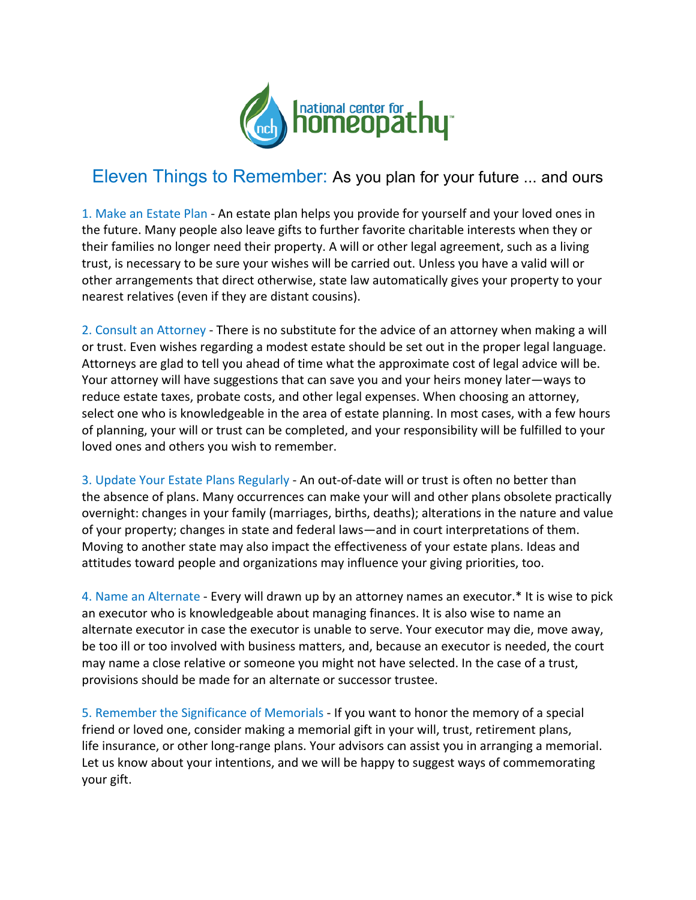# Eleven Things to Remember: As you plan for your future ... and ours

1. Make an Estate Plan - An estate plan helps you provide for yourself and your loved ones in the future. Many people also leave gifts to further favorite charitable interests when they or their families no longer need their property. A will or other legal agreement, such as a living trust, is necessary to be sure your wishes will be carried out. Unless you have a valid will or other arrangements that direct otherwise, state law automatically gives your property to your nearest relatives (even if they are distant cousins).

2. Consult an Attorney - There is no substitute for the advice of an attorney when making a will or trust. Even wishes regarding a modest estate should be set out in the proper legal language. Attorneys are glad to tell you ahead of time what the approximate cost of legal advice will be. Your attorney will have suggestions that can save you and your heirs money later—ways to reduce estate taxes, probate costs, and other legal expenses. When choosing an attorney, select one who is knowledgeable in the area of estate planning. In most cases, with a few hours of planning, your will or trust can be completed, and your responsibility will be fulfilled to your loved ones and others you wish to remember.

3. Update Your Estate Plans Regularly - An out-of-date will or trust is often no better than the absence of plans. Many occurrences can make your will and other plans obsolete practically overnight: changes in your family (marriages, births, deaths); alterations in the nature and value of your property; changes in state and federal laws—and in court interpretations of them. Moving to another state may also impact the effectiveness of your estate plans. Ideas and attitudes toward people and organizations may influence your giving priorities, too.

4. Name an Alternate - Every will drawn up by an attorney names an executor.* It is wise to pick an executor who is knowledgeable about managing finances. It is also wise to name an alternate executor in case the executor is unable to serve. Your executor may die, move away, be too ill or too involved with business matters, and, because an executor is needed, the court may name a close relative or someone you might not have selected. In the case of a trust, provisions should be made for an alternate or successor trustee.

5. Remember the Significance of Memorials - If you want to honor the memory of a special friend or loved one, consider making a memorial gift in your will, trust, retirement plans, life insurance, or other long-range plans. Your advisors can assist you in arranging a memorial. Let us know about your intentions, and we will be happy to suggest ways of commemorating your gift.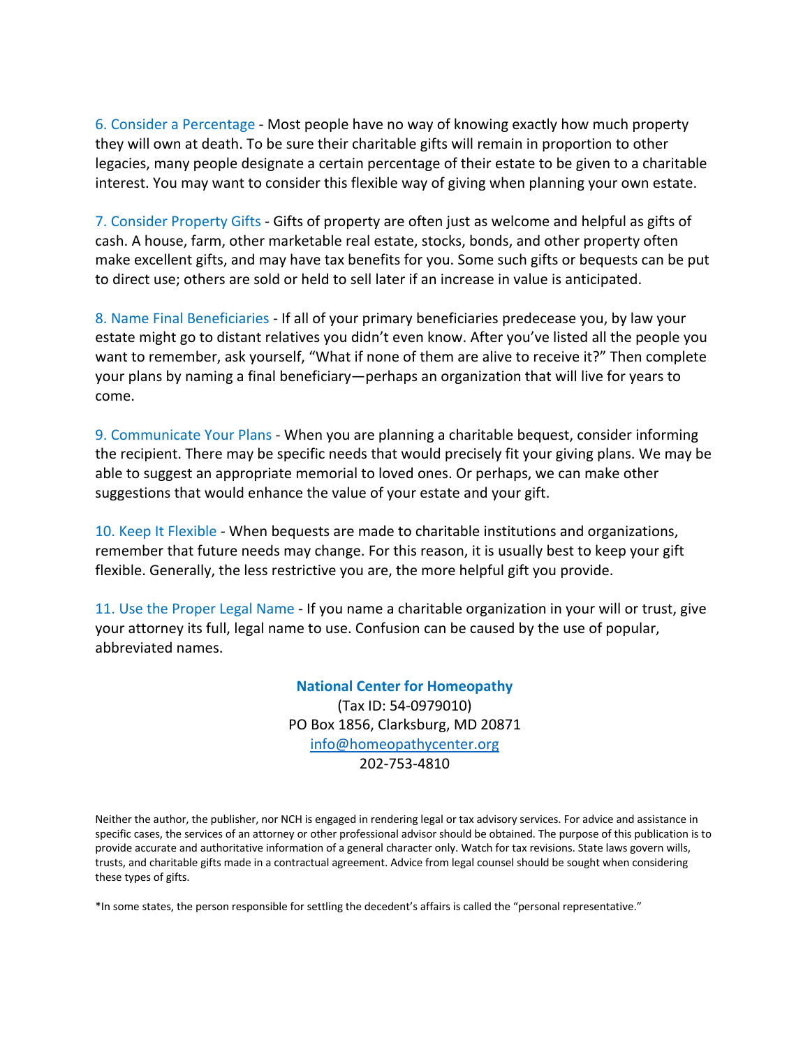6. Consider a Percentage - Most people have no way of knowing exactly how much property they will own at death. To be sure their charitable gifts will remain in proportion to other legacies, many people designate a certain percentage of their estate to be given to a charitable interest. You may want to consider this flexible way of giving when planning your own estate.

7. Consider Property Gifts - Gifts of property are often just as welcome and helpful as gifts of cash. A house, farm, other marketable real estate, stocks, bonds, and other property often make excellent gifts, and may have tax benefits for you. Some such gifts or bequests can be put to direct use; others are sold or held to sell later if an increase in value is anticipated.

8. Name Final Beneficiaries - If all of your primary beneficiaries predecease you, by law your estate might go to distant relatives you didn't even know. After you've listed all the people you want to remember, ask yourself, "What if none of them are alive to receive it?" Then complete your plans by naming a final beneficiary—perhaps an organization that will live for years to come.

9. Communicate Your Plans - When you are planning a charitable bequest, consider informing the recipient. There may be specific needs that would precisely fit your giving plans. We may be able to suggest an appropriate memorial to loved ones. Or perhaps, we can make other suggestions that would enhance the value of your estate and your gift.

10. Keep It Flexible - When bequests are made to charitable institutions and organizations, remember that future needs may change. For this reason, it is usually best to keep your gift flexible. Generally, the less restrictive you are, the more helpful gift you provide.

11. Use the Proper Legal Name - If you name a charitable organization in your will or trust, give your attorney its full, legal name to use. Confusion can be caused by the use of popular, abbreviated names.

**National Center for Homeopathy**
(Tax ID: 54-0979010)
PO Box 1856, Clarksburg, MD 20871
info@homeopathycenter.org
202-753-4810

Neither the author, the publisher, nor NCH is engaged in rendering legal or tax advisory services. For advice and assistance in specific cases, the services of an attorney or other professional advisor should be obtained. The purpose of this publication is to provide accurate and authoritative information of a general character only. Watch for tax revisions. State laws govern wills, trusts, and charitable gifts made in a contractual agreement. Advice from legal counsel should be sought when considering these types of gifts.

*In some states, the person responsible for settling the decedent's affairs is called the "personal representative."